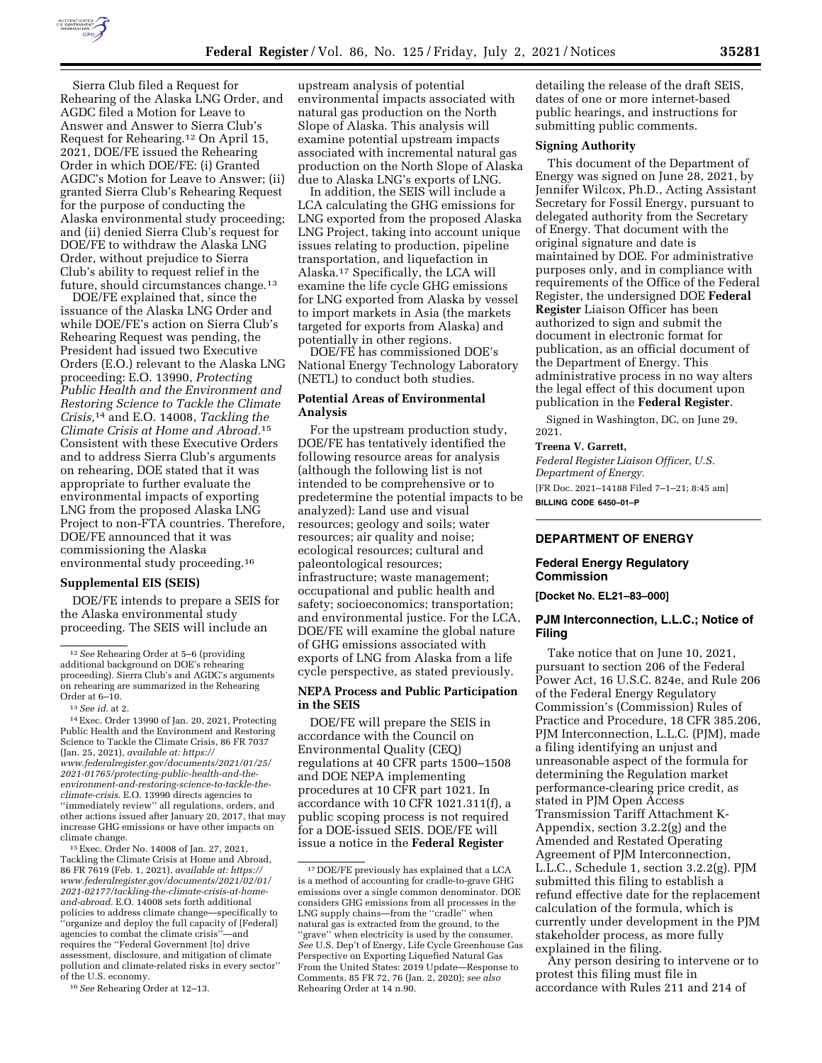Sierra Club filed a Request for Rehearing of the Alaska LNG Order, and AGDC filed a Motion for Leave to Answer and Answer to Sierra Club's Request for Rehearing.[12] On April 15, 2021, DOE/FE issued the Rehearing Order in which DOE/FE: (i) Granted AGDC's Motion for Leave to Answer; (ii) granted Sierra Club's Rehearing Request for the purpose of conducting the Alaska environmental study proceeding; and (iii) denied Sierra Club's request for DOE/FE to withdraw the Alaska LNG Order, without prejudice to Sierra Club's ability to request relief in the future, should circumstances change.[13]

DOE/FE explained that, since the issuance of the Alaska LNG Order and while DOE/FE's action on Sierra Club's Rehearing Request was pending, the President had issued two Executive Orders (E.O.) relevant to the Alaska LNG proceeding: E.O. 13990, *Protecting Public Health and the Environment and Restoring Science to Tackle the Climate Crisis,*[14] and E.O. 14008, *Tackling the Climate Crisis at Home and Abroad.*[15] Consistent with these Executive Orders and to address Sierra Club's arguments on rehearing, DOE stated that it was appropriate to further evaluate the environmental impacts of exporting LNG from the proposed Alaska LNG Project to non-FTA countries. Therefore, DOE/FE announced that it was commissioning the Alaska environmental study proceeding.[16]

### Supplemental EIS (SEIS)

DOE/FE intends to prepare a SEIS for the Alaska environmental study proceeding. The SEIS will include an upstream analysis of potential environmental impacts associated with natural gas production on the North Slope of Alaska. This analysis will examine potential upstream impacts associated with incremental natural gas production on the North Slope of Alaska due to Alaska LNG's exports of LNG.

In addition, the SEIS will include a LCA calculating the GHG emissions for LNG exported from the proposed Alaska LNG Project, taking into account unique issues relating to production, pipeline transportation, and liquefaction in Alaska.[17] Specifically, the LCA will examine the life cycle GHG emissions for LNG exported from Alaska by vessel to import markets in Asia (the markets targeted for exports from Alaska) and potentially in other regions.

DOE/FE has commissioned DOE's National Energy Technology Laboratory (NETL) to conduct both studies.

### Potential Areas of Environmental Analysis

For the upstream production study, DOE/FE has tentatively identified the following resource areas for analysis (although the following list is not intended to be comprehensive or to predetermine the potential impacts to be analyzed): Land use and visual resources; geology and soils; water resources; air quality and noise; ecological resources; cultural and paleontological resources; infrastructure; waste management; occupational and public health and safety; socioeconomics; transportation; and environmental justice. For the LCA, DOE/FE will examine the global nature of GHG emissions associated with exports of LNG from Alaska from a life cycle perspective, as stated previously.

### NEPA Process and Public Participation in the SEIS

DOE/FE will prepare the SEIS in accordance with the Council on Environmental Quality (CEQ) regulations at 40 CFR parts 1500–1508 and DOE NEPA implementing procedures at 10 CFR part 1021. In accordance with 10 CFR 1021.311(f), a public scoping process is not required for a DOE-issued SEIS. DOE/FE will issue a notice in the **Federal Register** detailing the release of the draft SEIS, dates of one or more internet-based public hearings, and instructions for submitting public comments.

### Signing Authority

This document of the Department of Energy was signed on June 28, 2021, by Jennifer Wilcox, Ph.D., Acting Assistant Secretary for Fossil Energy, pursuant to delegated authority from the Secretary of Energy. That document with the original signature and date is maintained by DOE. For administrative purposes only, and in compliance with requirements of the Office of the Federal Register, the undersigned DOE **Federal Register** Liaison Officer has been authorized to sign and submit the document in electronic format for publication, as an official document of the Department of Energy. This administrative process in no way alters the legal effect of this document upon publication in the **Federal Register**.

Signed in Washington, DC, on June 29, 2021.

**Treena V. Garrett,**

*Federal Register Liaison Officer, U.S. Department of Energy.*

[FR Doc. 2021–14188 Filed 7–1–21; 8:45 am]

**BILLING CODE 6450–01–P**

---

[12] *See* Rehearing Order at 5–6 (providing additional background on DOE's rehearing proceeding). Sierra Club's and AGDC's arguments on rehearing are summarized in the Rehearing Order at 6–10.

[13] *See id.* at 2.

[14] Exec. Order 13990 of Jan. 20, 2021, Protecting Public Health and the Environment and Restoring Science to Tackle the Climate Crisis, 86 FR 7037 (Jan. 25, 2021), *available at: https://www.federalregister.gov/documents/2021/01/25/2021-01765/protecting-public-health-and-the-environment-and-restoring-science-to-tackle-the-climate-crisis.* E.O. 13990 directs agencies to ''immediately review'' all regulations, orders, and other actions issued after January 20, 2017, that may increase GHG emissions or have other impacts on climate change.

[15] Exec. Order No. 14008 of Jan. 27, 2021, Tackling the Climate Crisis at Home and Abroad, 86 FR 7619 (Feb. 1, 2021), *available at: https://www.federalregister.gov/documents/2021/02/01/2021-02177/tackling-the-climate-crisis-at-home-and-abroad.* E.O. 14008 sets forth additional policies to address climate change—specifically to ''organize and deploy the full capacity of [Federal] agencies to combat the climate crisis''—and requires the ''Federal Government [to] drive assessment, disclosure, and mitigation of climate pollution and climate-related risks in every sector'' of the U.S. economy.

[16] *See* Rehearing Order at 12–13.

[17] DOE/FE previously has explained that a LCA is a method of accounting for cradle-to-grave GHG emissions over a single common denominator. DOE considers GHG emissions from all processes in the LNG supply chains—from the ''cradle'' when natural gas is extracted from the ground, to the ''grave'' when electricity is used by the consumer. *See* U.S. Dep't of Energy, Life Cycle Greenhouse Gas Perspective on Exporting Liquefied Natural Gas From the United States: 2019 Update—Response to Comments, 85 FR 72, 76 (Jan. 2, 2020); *see also* Rehearing Order at 14 n.90.

---

## DEPARTMENT OF ENERGY

### Federal Energy Regulatory Commission

**[Docket No. EL21–83–000]**

### PJM Interconnection, L.L.C.; Notice of Filing

Take notice that on June 10, 2021, pursuant to section 206 of the Federal Power Act, 16 U.S.C. 824e, and Rule 206 of the Federal Energy Regulatory Commission's (Commission) Rules of Practice and Procedure, 18 CFR 385.206, PJM Interconnection, L.L.C. (PJM), made a filing identifying an unjust and unreasonable aspect of the formula for determining the Regulation market performance-clearing price credit, as stated in PJM Open Access Transmission Tariff Attachment K-Appendix, section 3.2.2(g) and the Amended and Restated Operating Agreement of PJM Interconnection, L.L.C., Schedule 1, section 3.2.2(g). PJM submitted this filing to establish a refund effective date for the replacement calculation of the formula, which is currently under development in the PJM stakeholder process, as more fully explained in the filing.

Any person desiring to intervene or to protest this filing must file in accordance with Rules 211 and 214 of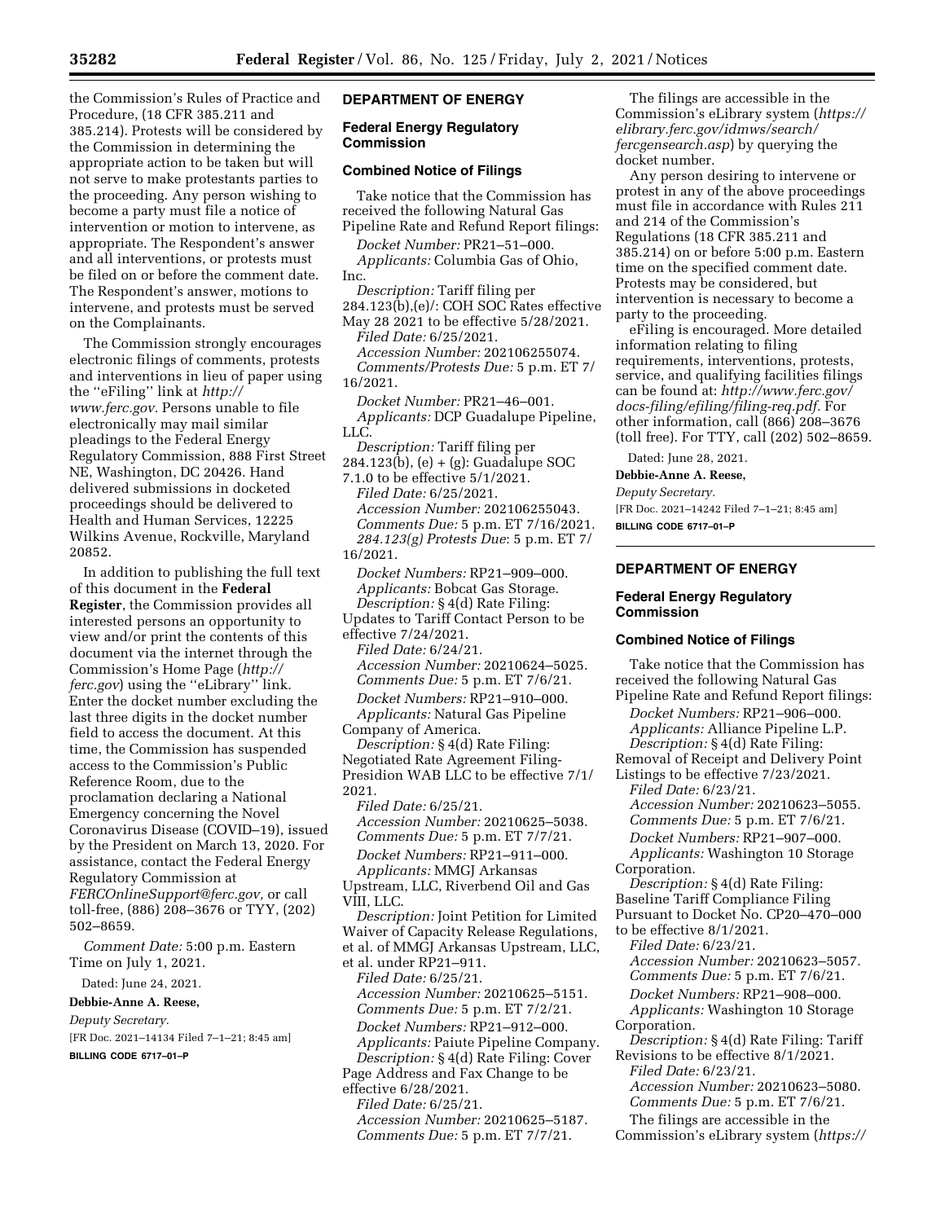the Commission's Rules of Practice and Procedure, (18 CFR 385.211 and 385.214). Protests will be considered by the Commission in determining the appropriate action to be taken but will not serve to make protestants parties to the proceeding. Any person wishing to become a party must file a notice of intervention or motion to intervene, as appropriate. The Respondent's answer and all interventions, or protests must be filed on or before the comment date. The Respondent's answer, motions to intervene, and protests must be served on the Complainants.

The Commission strongly encourages electronic filings of comments, protests and interventions in lieu of paper using the "eFiling" link at *http://www.ferc.gov.* Persons unable to file electronically may mail similar pleadings to the Federal Energy Regulatory Commission, 888 First Street NE, Washington, DC 20426. Hand delivered submissions in docketed proceedings should be delivered to Health and Human Services, 12225 Wilkins Avenue, Rockville, Maryland 20852.

In addition to publishing the full text of this document in the **Federal Register**, the Commission provides all interested persons an opportunity to view and/or print the contents of this document via the internet through the Commission's Home Page (*http://ferc.gov*) using the "eLibrary" link. Enter the docket number excluding the last three digits in the docket number field to access the document. At this time, the Commission has suspended access to the Commission's Public Reference Room, due to the proclamation declaring a National Emergency concerning the Novel Coronavirus Disease (COVID–19), issued by the President on March 13, 2020. For assistance, contact the Federal Energy Regulatory Commission at *FERCOnlineSupport@ferc.gov,* or call toll-free, (886) 208–3676 or TYY, (202) 502–8659.

*Comment Date:* 5:00 p.m. Eastern Time on July 1, 2021.

Dated: June 24, 2021.

**Debbie-Anne A. Reese,**

*Deputy Secretary.*

[FR Doc. 2021–14134 Filed 7–1–21; 8:45 am]

**BILLING CODE 6717–01–P**

## DEPARTMENT OF ENERGY

### Federal Energy Regulatory Commission

### Combined Notice of Filings

Take notice that the Commission has received the following Natural Gas Pipeline Rate and Refund Report filings:

*Docket Number:* PR21–51–000.
*Applicants:* Columbia Gas of Ohio, Inc.
*Description:* Tariff filing per 284.123(b),(e)/: COH SOC Rates effective May 28 2021 to be effective 5/28/2021.
*Filed Date:* 6/25/2021.
*Accession Number:* 202106255074.
*Comments/Protests Due:* 5 p.m. ET 7/16/2021.

*Docket Number:* PR21–46–001.
*Applicants:* DCP Guadalupe Pipeline, LLC.
*Description:* Tariff filing per 284.123(b), (e) + (g): Guadalupe SOC 7.1.0 to be effective 5/1/2021.
*Filed Date:* 6/25/2021.
*Accession Number:* 202106255043.
*Comments Due:* 5 p.m. ET 7/16/2021.
*284.123(g) Protests Due*: 5 p.m. ET 7/16/2021.

*Docket Numbers:* RP21–909–000.
*Applicants:* Bobcat Gas Storage.
*Description:* § 4(d) Rate Filing: Updates to Tariff Contact Person to be effective 7/24/2021.
*Filed Date:* 6/24/21.
*Accession Number:* 20210624–5025.
*Comments Due:* 5 p.m. ET 7/6/21.

*Docket Numbers:* RP21–910–000.
*Applicants:* Natural Gas Pipeline Company of America.
*Description:* § 4(d) Rate Filing: Negotiated Rate Agreement Filing-Presidion WAB LLC to be effective 7/1/2021.
*Filed Date:* 6/25/21.
*Accession Number:* 20210625–5038.
*Comments Due:* 5 p.m. ET 7/7/21.

*Docket Numbers:* RP21–911–000.
*Applicants:* MMGJ Arkansas Upstream, LLC, Riverbend Oil and Gas VIII, LLC.
*Description:* Joint Petition for Limited Waiver of Capacity Release Regulations, et al. of MMGJ Arkansas Upstream, LLC, et al. under RP21–911.
*Filed Date:* 6/25/21.
*Accession Number:* 20210625–5151.
*Comments Due:* 5 p.m. ET 7/2/21.

*Docket Numbers:* RP21–912–000.
*Applicants:* Paiute Pipeline Company.
*Description:* § 4(d) Rate Filing: Cover Page Address and Fax Change to be effective 6/28/2021.
*Filed Date:* 6/25/21.
*Accession Number:* 20210625–5187.
*Comments Due:* 5 p.m. ET 7/7/21.

The filings are accessible in the Commission's eLibrary system (*https://elibrary.ferc.gov/idmws/search/fercgensearch.asp*) by querying the docket number.

Any person desiring to intervene or protest in any of the above proceedings must file in accordance with Rules 211 and 214 of the Commission's Regulations (18 CFR 385.211 and 385.214) on or before 5:00 p.m. Eastern time on the specified comment date. Protests may be considered, but intervention is necessary to become a party to the proceeding.

eFiling is encouraged. More detailed information relating to filing requirements, interventions, protests, service, and qualifying facilities filings can be found at: *http://www.ferc.gov/docs-filing/efiling/filing-req.pdf.* For other information, call (866) 208–3676 (toll free). For TTY, call (202) 502–8659.

Dated: June 28, 2021.

**Debbie-Anne A. Reese,**

*Deputy Secretary.*

[FR Doc. 2021–14242 Filed 7–1–21; 8:45 am]

**BILLING CODE 6717–01–P**

## DEPARTMENT OF ENERGY

### Federal Energy Regulatory Commission

### Combined Notice of Filings

Take notice that the Commission has received the following Natural Gas Pipeline Rate and Refund Report filings:

*Docket Numbers:* RP21–906–000.
*Applicants:* Alliance Pipeline L.P.
*Description:* § 4(d) Rate Filing: Removal of Receipt and Delivery Point Listings to be effective 7/23/2021.
*Filed Date:* 6/23/21.
*Accession Number:* 20210623–5055.
*Comments Due:* 5 p.m. ET 7/6/21.

*Docket Numbers:* RP21–907–000.
*Applicants:* Washington 10 Storage Corporation.
*Description:* § 4(d) Rate Filing: Baseline Tariff Compliance Filing Pursuant to Docket No. CP20–470–000 to be effective 8/1/2021.
*Filed Date:* 6/23/21.
*Accession Number:* 20210623–5057.
*Comments Due:* 5 p.m. ET 7/6/21.

*Docket Numbers:* RP21–908–000.
*Applicants:* Washington 10 Storage Corporation.
*Description:* § 4(d) Rate Filing: Tariff Revisions to be effective 8/1/2021.
*Filed Date:* 6/23/21.
*Accession Number:* 20210623–5080.
*Comments Due:* 5 p.m. ET 7/6/21.

The filings are accessible in the Commission's eLibrary system (*https://*